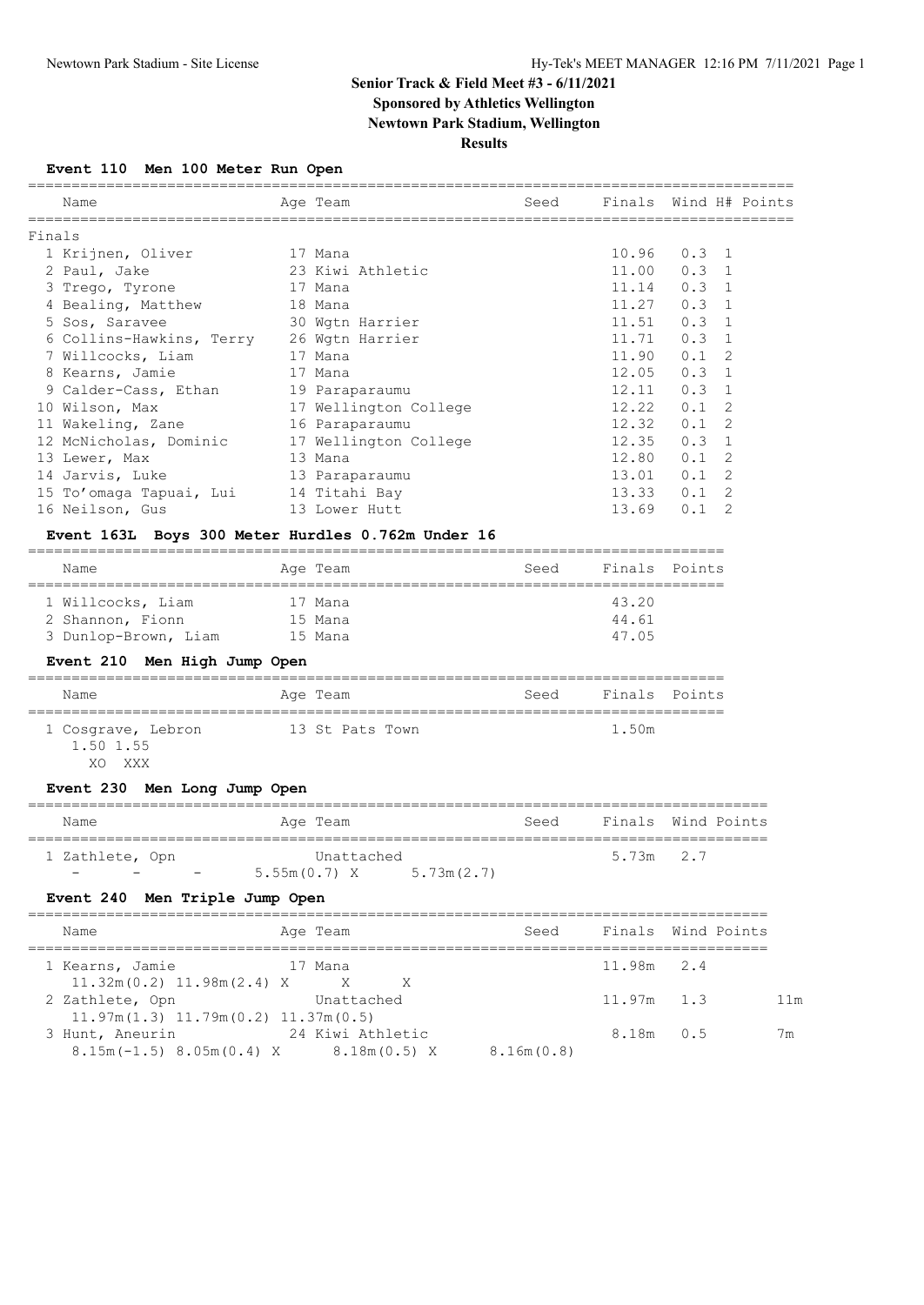# Senior Track & Field Meet #3 - 6/11/2021

**Sponsored by Athletics Wellington**

**Newtown Park Stadium, Wellington**

**Results**

### Event 110 Men 100 Meter Run Open

| | Name | Age | Team | Seed | Finals | Wind | H# | Points |
|---|---|---|---|---|---|---|---|---|
| **Finals** | | | | | | | | |
| 1 | Krijnen, Oliver | 17 | Mana | | 10.96 | 0.3 | 1 | |
| 2 | Paul, Jake | 23 | Kiwi Athletic | | 11.00 | 0.3 | 1 | |
| 3 | Trego, Tyrone | 17 | Mana | | 11.14 | 0.3 | 1 | |
| 4 | Bealing, Matthew | 18 | Mana | | 11.27 | 0.3 | 1 | |
| 5 | Sos, Saravee | 30 | Wgtn Harrier | | 11.51 | 0.3 | 1 | |
| 6 | Collins-Hawkins, Terry | 26 | Wgtn Harrier | | 11.71 | 0.3 | 1 | |
| 7 | Willcocks, Liam | 17 | Mana | | 11.90 | 0.1 | 2 | |
| 8 | Kearns, Jamie | 17 | Mana | | 12.05 | 0.3 | 1 | |
| 9 | Calder-Cass, Ethan | 19 | Paraparaumu | | 12.11 | 0.3 | 1 | |
| 10 | Wilson, Max | 17 | Wellington College | | 12.22 | 0.1 | 2 | |
| 11 | Wakeling, Zane | 16 | Paraparaumu | | 12.32 | 0.1 | 2 | |
| 12 | McNicholas, Dominic | 17 | Wellington College | | 12.35 | 0.3 | 1 | |
| 13 | Lewer, Max | 13 | Mana | | 12.80 | 0.1 | 2 | |
| 14 | Jarvis, Luke | 13 | Paraparaumu | | 13.01 | 0.1 | 2 | |
| 15 | To'omaga Tapuai, Lui | 14 | Titahi Bay | | 13.33 | 0.1 | 2 | |
| 16 | Neilson, Gus | 13 | Lower Hutt | | 13.69 | 0.1 | 2 | |

### Event 163L Boys 300 Meter Hurdles 0.762m Under 16

| | Name | Age | Team | Seed | Finals | Points |
|---|---|---|---|---|---|---|
| 1 | Willcocks, Liam | 17 | Mana | | 43.20 | |
| 2 | Shannon, Fionn | 15 | Mana | | 44.61 | |
| 3 | Dunlop-Brown, Liam | 15 | Mana | | 47.05 | |

### Event 210 Men High Jump Open

| | Name | Age | Team | Seed | Finals | Points |
|---|---|---|---|---|---|---|
| 1 | Cosgrave, Lebron | 13 | St Pats Town | | 1.50m | |

1.50 1.55
XO XXX

### Event 230 Men Long Jump Open

| | Name | Age | Team | Seed | Finals | Wind | Points |
|---|---|---|---|---|---|---|---|
| 1 | Zathlete, Opn | | Unattached | | 5.73m | 2.7 | |

- &nbsp;&nbsp; - &nbsp;&nbsp; - &nbsp;&nbsp; 5.55m(0.7) X 5.73m(2.7)

### Event 240 Men Triple Jump Open

| | Name | Age | Team | Seed | Finals | Wind | Points |
|---|---|---|---|---|---|---|---|
| 1 | Kearns, Jamie | 17 | Mana | | 11.98m | 2.4 | |
| | 11.32m(0.2) 11.98m(2.4) X X X | | | | | | |
| 2 | Zathlete, Opn | | Unattached | | 11.97m | 1.3 | 11m |
| | 11.97m(1.3) 11.79m(0.2) 11.37m(0.5) | | | | | | |
| 3 | Hunt, Aneurin | 24 | Kiwi Athletic | | 8.18m | 0.5 | 7m |
| | 8.15m(-1.5) 8.05m(0.4) X 8.18m(0.5) X 8.16m(0.8) | | | | | | |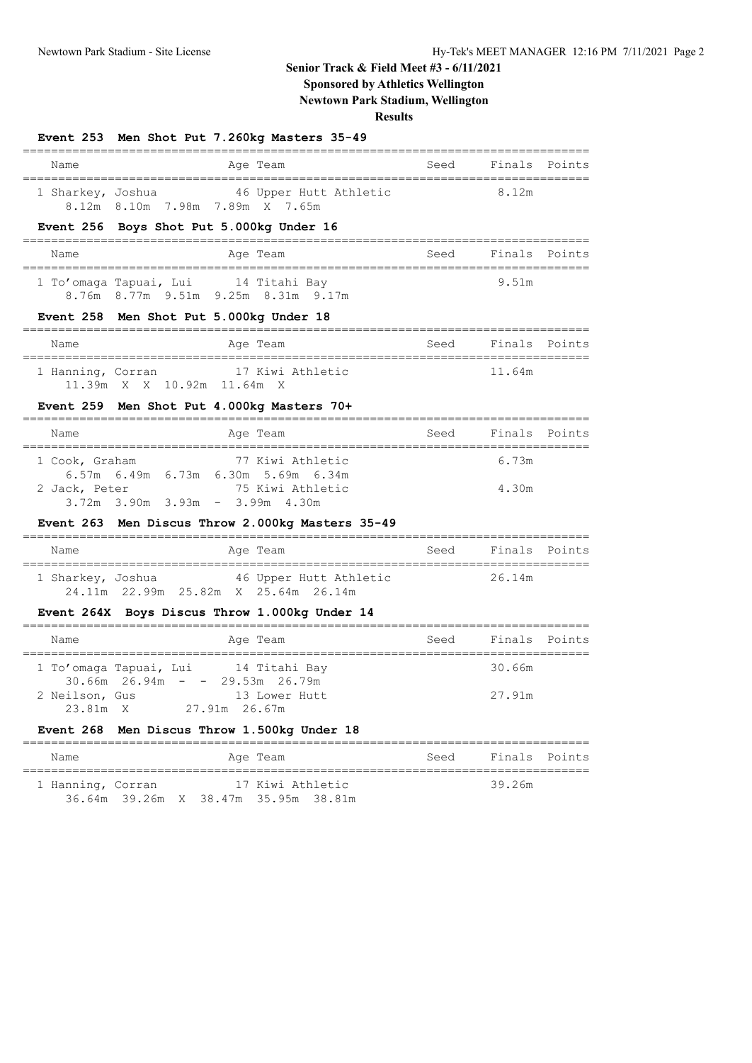# Senior Track & Field Meet #3 - 6/11/2021

**Sponsored by Athletics Wellington**

**Newtown Park Stadium, Wellington**

**Results**

### Event 253 Men Shot Put 7.260kg Masters 35-49

| Name | Age | Team | Seed | Finals | Points |
|---|---|---|---|---|---|
| 1 Sharkey, Joshua | 46 | Upper Hutt Athletic | | 8.12m | |
| 8.12m 8.10m 7.98m 7.89m X 7.65m | | | | | |

### Event 256 Boys Shot Put 5.000kg Under 16

| Name | Age | Team | Seed | Finals | Points |
|---|---|---|---|---|---|
| 1 To'omaga Tapuai, Lui | 14 | Titahi Bay | | 9.51m | |
| 8.76m 8.77m 9.51m 9.25m 8.31m 9.17m | | | | | |

### Event 258 Men Shot Put 5.000kg Under 18

| Name | Age | Team | Seed | Finals | Points |
|---|---|---|---|---|---|
| 1 Hanning, Corran | 17 | Kiwi Athletic | | 11.64m | |
| 11.39m X X 10.92m 11.64m X | | | | | |

### Event 259 Men Shot Put 4.000kg Masters 70+

| Name | Age | Team | Seed | Finals | Points |
|---|---|---|---|---|---|
| 1 Cook, Graham | 77 | Kiwi Athletic | | 6.73m | |
| 6.57m 6.49m 6.73m 6.30m 5.69m 6.34m | | | | | |
| 2 Jack, Peter | 75 | Kiwi Athletic | | 4.30m | |
| 3.72m 3.90m 3.93m - 3.99m 4.30m | | | | | |

### Event 263 Men Discus Throw 2.000kg Masters 35-49

| Name | Age | Team | Seed | Finals | Points |
|---|---|---|---|---|---|
| 1 Sharkey, Joshua | 46 | Upper Hutt Athletic | | 26.14m | |
| 24.11m 22.99m 25.82m X 25.64m 26.14m | | | | | |

### Event 264X Boys Discus Throw 1.000kg Under 14

| Name | Age | Team | Seed | Finals | Points |
|---|---|---|---|---|---|
| 1 To'omaga Tapuai, Lui | 14 | Titahi Bay | | 30.66m | |
| 30.66m 26.94m - - 29.53m 26.79m | | | | | |
| 2 Neilson, Gus | 13 | Lower Hutt | | 27.91m | |
| 23.81m X 27.91m 26.67m | | | | | |

### Event 268 Men Discus Throw 1.500kg Under 18

| Name | Age | Team | Seed | Finals | Points |
|---|---|---|---|---|---|
| 1 Hanning, Corran | 17 | Kiwi Athletic | | 39.26m | |
| 36.64m 39.26m X 38.47m 35.95m 38.81m | | | | | |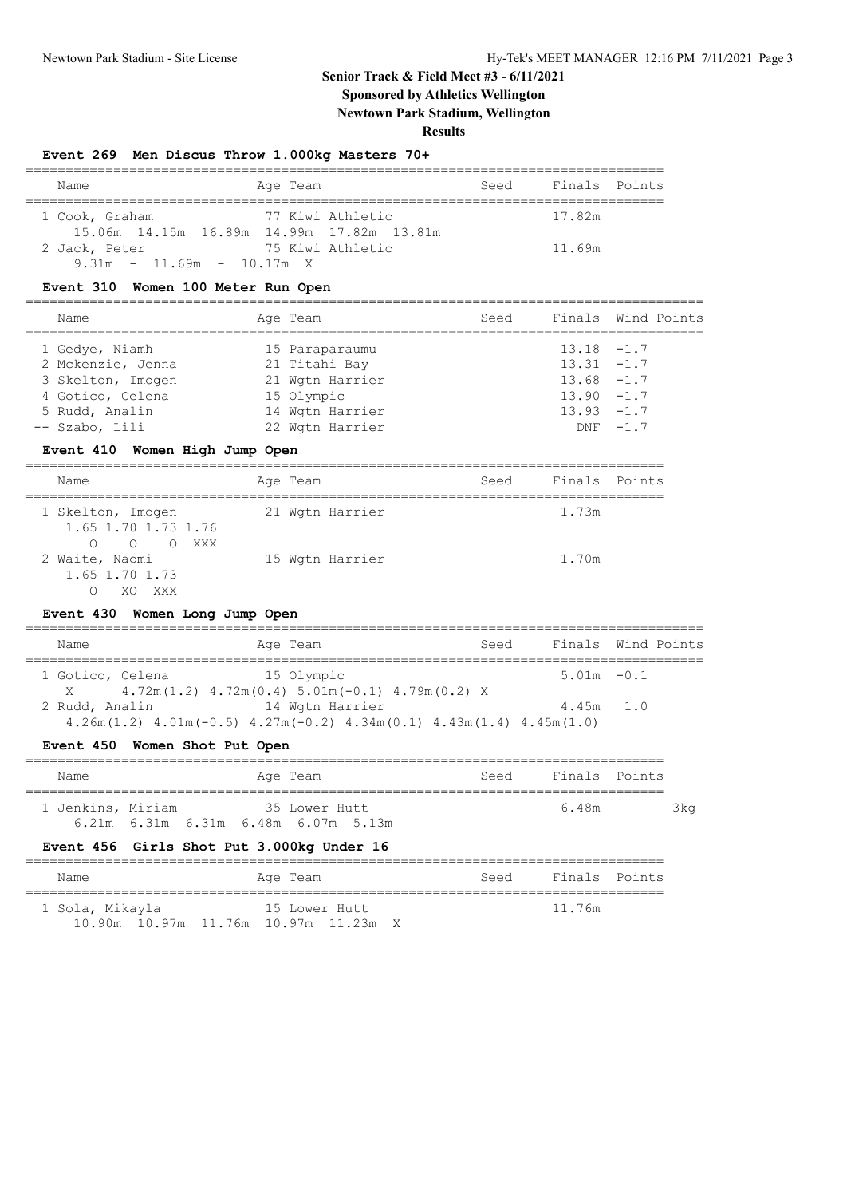## Senior Track & Field Meet #3 - 6/11/2021

**Sponsored by Athletics Wellington**

**Newtown Park Stadium, Wellington**

**Results**

### Event 269 Men Discus Throw 1.000kg Masters 70+

| Name | Age | Team | Seed | Finals | Points |
|---|---|---|---|---|---|
| 1 Cook, Graham | 77 | Kiwi Athletic | | 17.82m | |
| 15.06m 14.15m 16.89m 14.99m 17.82m 13.81m | | | | | |
| 2 Jack, Peter | 75 | Kiwi Athletic | | 11.69m | |
| 9.31m - 11.69m - 10.17m X | | | | | |

### Event 310 Women 100 Meter Run Open

| Name | Age | Team | Seed | Finals | Wind | Points |
|---|---|---|---|---|---|---|
| 1 Gedye, Niamh | 15 | Paraparaumu | | 13.18 | -1.7 | |
| 2 Mckenzie, Jenna | 21 | Titahi Bay | | 13.31 | -1.7 | |
| 3 Skelton, Imogen | 21 | Wgtn Harrier | | 13.68 | -1.7 | |
| 4 Gotico, Celena | 15 | Olympic | | 13.90 | -1.7 | |
| 5 Rudd, Analin | 14 | Wgtn Harrier | | 13.93 | -1.7 | |
| -- Szabo, Lili | 22 | Wgtn Harrier | | DNF | -1.7 | |

### Event 410 Women High Jump Open

| Name | Age | Team | Seed | Finals | Points |
|---|---|---|---|---|---|
| 1 Skelton, Imogen | 21 | Wgtn Harrier | | 1.73m | |
| 1.65 1.70 1.73 1.76 | | | | | |
| O O O XXX | | | | | |
| 2 Waite, Naomi | 15 | Wgtn Harrier | | 1.70m | |
| 1.65 1.70 1.73 | | | | | |
| O XO XXX | | | | | |

### Event 430 Women Long Jump Open

| Name | Age | Team | Seed | Finals | Wind | Points |
|---|---|---|---|---|---|---|
| 1 Gotico, Celena | 15 | Olympic | | 5.01m | -0.1 | |
| X 4.72m(1.2) 4.72m(0.4) 5.01m(-0.1) 4.79m(0.2) X | | | | | | |
| 2 Rudd, Analin | 14 | Wgtn Harrier | | 4.45m | 1.0 | |
| 4.26m(1.2) 4.01m(-0.5) 4.27m(-0.2) 4.34m(0.1) 4.43m(1.4) 4.45m(1.0) | | | | | | |

### Event 450 Women Shot Put Open

| Name | Age | Team | Seed | Finals | Points | |
|---|---|---|---|---|---|---|
| 1 Jenkins, Miriam | 35 | Lower Hutt | | 6.48m | | 3kg |
| 6.21m 6.31m 6.31m 6.48m 6.07m 5.13m | | | | | | |

### Event 456 Girls Shot Put 3.000kg Under 16

| Name | Age | Team | Seed | Finals | Points |
|---|---|---|---|---|---|
| 1 Sola, Mikayla | 15 | Lower Hutt | | 11.76m | |
| 10.90m 10.97m 11.76m 10.97m 11.23m X | | | | | |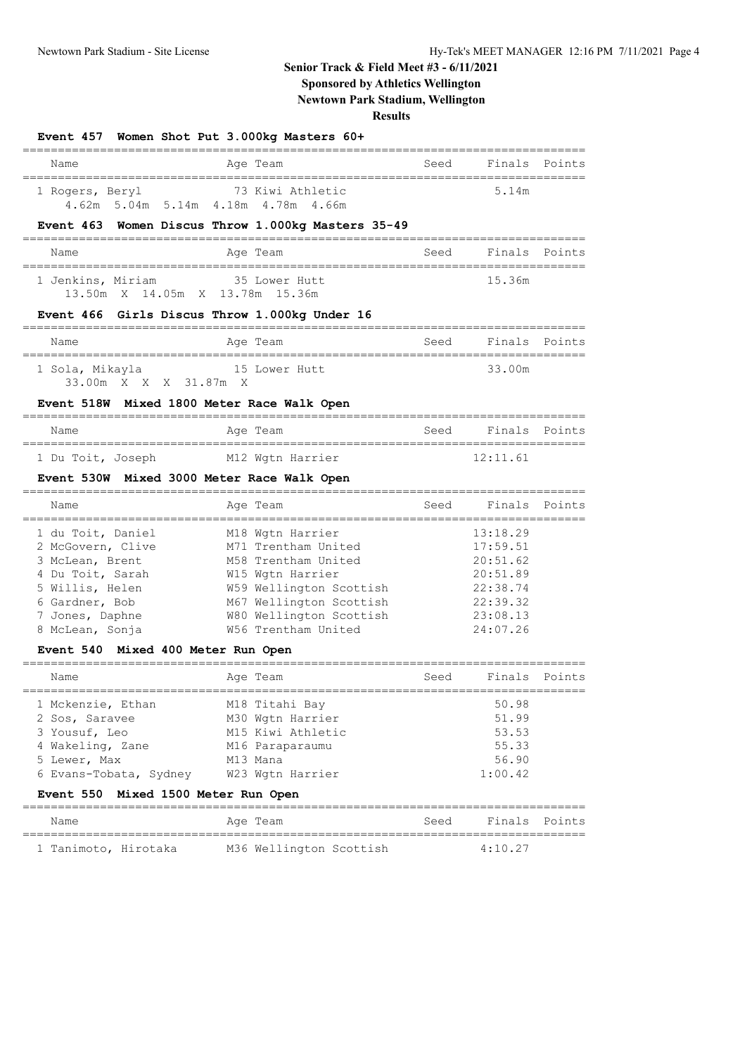# Senior Track & Field Meet #3 - 6/11/2021

**Sponsored by Athletics Wellington**

**Newtown Park Stadium, Wellington**

**Results**

### Event 457 Women Shot Put 3.000kg Masters 60+

| Name | Age | Team | Seed | Finals | Points |
|---|---|---|---|---|---|
| 1 Rogers, Beryl | 73 | Kiwi Athletic | | 5.14m | |
| 4.62m 5.04m 5.14m 4.18m 4.78m 4.66m | | | | | |

### Event 463 Women Discus Throw 1.000kg Masters 35-49

| Name | Age | Team | Seed | Finals | Points |
|---|---|---|---|---|---|
| 1 Jenkins, Miriam | 35 | Lower Hutt | | 15.36m | |
| 13.50m X 14.05m X 13.78m 15.36m | | | | | |

### Event 466 Girls Discus Throw 1.000kg Under 16

| Name | Age | Team | Seed | Finals | Points |
|---|---|---|---|---|---|
| 1 Sola, Mikayla | 15 | Lower Hutt | | 33.00m | |
| 33.00m X X X 31.87m X | | | | | |

### Event 518W Mixed 1800 Meter Race Walk Open

| Name | Age | Team | Seed | Finals | Points |
|---|---|---|---|---|---|
| 1 Du Toit, Joseph | M12 | Wgtn Harrier | | 12:11.61 | |

### Event 530W Mixed 3000 Meter Race Walk Open

| Name | Age | Team | Seed | Finals | Points |
|---|---|---|---|---|---|
| 1 du Toit, Daniel | M18 | Wgtn Harrier | | 13:18.29 | |
| 2 McGovern, Clive | M71 | Trentham United | | 17:59.51 | |
| 3 McLean, Brent | M58 | Trentham United | | 20:51.62 | |
| 4 Du Toit, Sarah | W15 | Wgtn Harrier | | 20:51.89 | |
| 5 Willis, Helen | W59 | Wellington Scottish | | 22:38.74 | |
| 6 Gardner, Bob | M67 | Wellington Scottish | | 22:39.32 | |
| 7 Jones, Daphne | W80 | Wellington Scottish | | 23:08.13 | |
| 8 McLean, Sonja | W56 | Trentham United | | 24:07.26 | |

### Event 540 Mixed 400 Meter Run Open

| Name | Age | Team | Seed | Finals | Points |
|---|---|---|---|---|---|
| 1 Mckenzie, Ethan | M18 | Titahi Bay | | 50.98 | |
| 2 Sos, Saravee | M30 | Wgtn Harrier | | 51.99 | |
| 3 Yousuf, Leo | M15 | Kiwi Athletic | | 53.53 | |
| 4 Wakeling, Zane | M16 | Paraparaumu | | 55.33 | |
| 5 Lewer, Max | M13 | Mana | | 56.90 | |
| 6 Evans-Tobata, Sydney | W23 | Wgtn Harrier | | 1:00.42 | |

### Event 550 Mixed 1500 Meter Run Open

| Name | Age | Team | Seed | Finals | Points |
|---|---|---|---|---|---|
| 1 Tanimoto, Hirotaka | M36 | Wellington Scottish | | 4:10.27 | |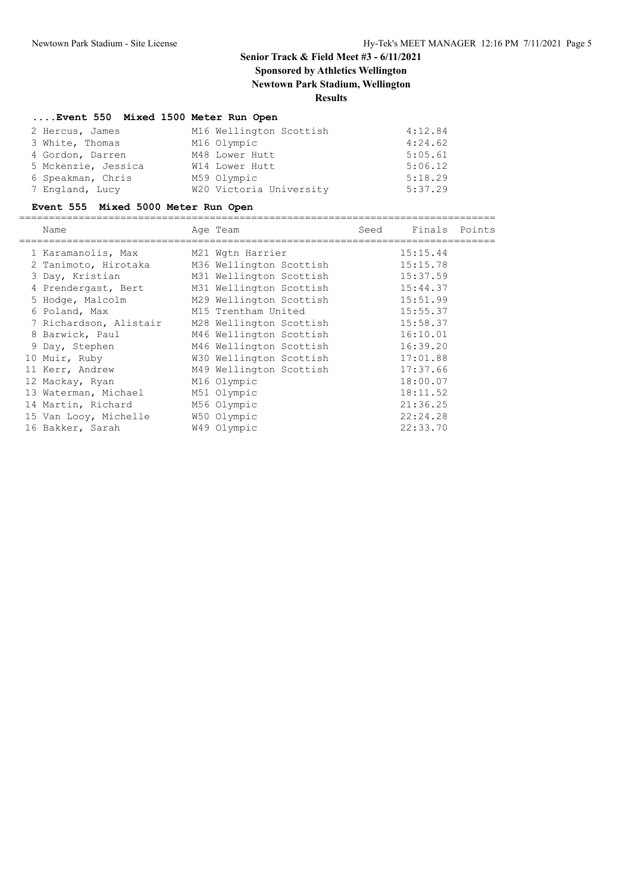# Senior Track & Field Meet #3 - 6/11/2021

**Sponsored by Athletics Wellington**

**Newtown Park Stadium, Wellington**

**Results**

### ....Event 550 Mixed 1500 Meter Run Open

| | | | |
|---|---|---|---|
| 2 | Hercus, James | M16 Wellington Scottish | 4:12.84 |
| 3 | White, Thomas | M16 Olympic | 4:24.62 |
| 4 | Gordon, Darren | M48 Lower Hutt | 5:05.61 |
| 5 | Mckenzie, Jessica | W14 Lower Hutt | 5:06.12 |
| 6 | Speakman, Chris | M59 Olympic | 5:18.29 |
| 7 | England, Lucy | W20 Victoria University | 5:37.29 |

### Event 555 Mixed 5000 Meter Run Open

| | Name | Age Team | Seed | Finals | Points |
|---|---|---|---|---|---|
| 1 | Karamanolis, Max | M21 Wgtn Harrier | | 15:15.44 | |
| 2 | Tanimoto, Hirotaka | M36 Wellington Scottish | | 15:15.78 | |
| 3 | Day, Kristian | M31 Wellington Scottish | | 15:37.59 | |
| 4 | Prendergast, Bert | M31 Wellington Scottish | | 15:44.37 | |
| 5 | Hodge, Malcolm | M29 Wellington Scottish | | 15:51.99 | |
| 6 | Poland, Max | M15 Trentham United | | 15:55.37 | |
| 7 | Richardson, Alistair | M28 Wellington Scottish | | 15:58.37 | |
| 8 | Barwick, Paul | M46 Wellington Scottish | | 16:10.01 | |
| 9 | Day, Stephen | M46 Wellington Scottish | | 16:39.20 | |
| 10 | Muir, Ruby | W30 Wellington Scottish | | 17:01.88 | |
| 11 | Kerr, Andrew | M49 Wellington Scottish | | 17:37.66 | |
| 12 | Mackay, Ryan | M16 Olympic | | 18:00.07 | |
| 13 | Waterman, Michael | M51 Olympic | | 18:11.52 | |
| 14 | Martin, Richard | M56 Olympic | | 21:36.25 | |
| 15 | Van Looy, Michelle | W50 Olympic | | 22:24.28 | |
| 16 | Bakker, Sarah | W49 Olympic | | 22:33.70 | |